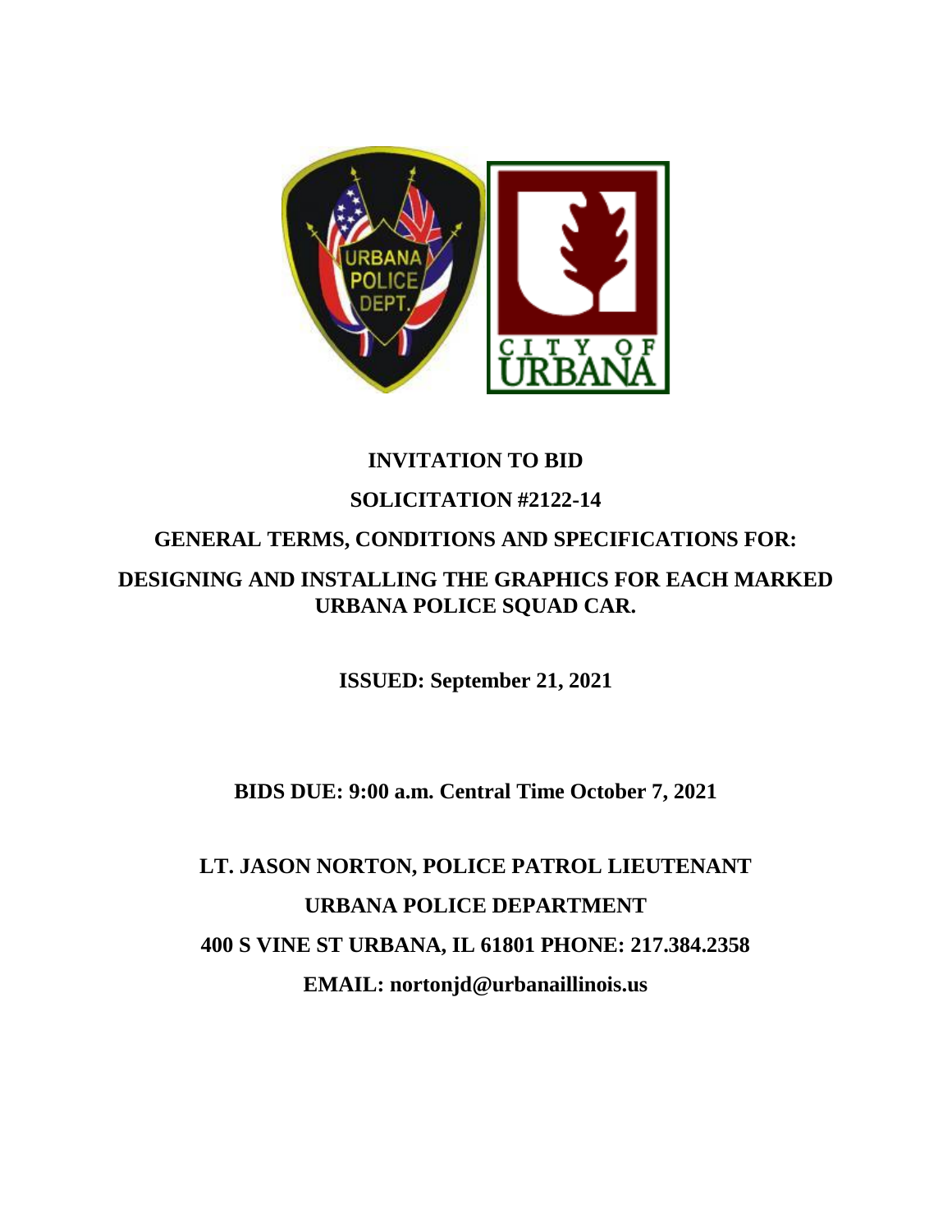# INVITATION TO BID

## SOLICITATION #2122-14

## GENERAL TERMS, CONDITIONS AND SPECIFICATIONS FOR:

## DESIGNING AND INSTALLING THE GRAPHICS FOR EACH MARKED URBANA POLICE SQUAD CAR.

**ISSUED: September 21, 2021**

**BIDS DUE: 9:00 a.m. Central Time October 7, 2021**

**LT. JASON NORTON, POLICE PATROL LIEUTENANT**

**URBANA POLICE DEPARTMENT**

**400 S VINE ST URBANA, IL 61801 PHONE: 217.384.2358**

**EMAIL: nortonjd@urbanaillinois.us**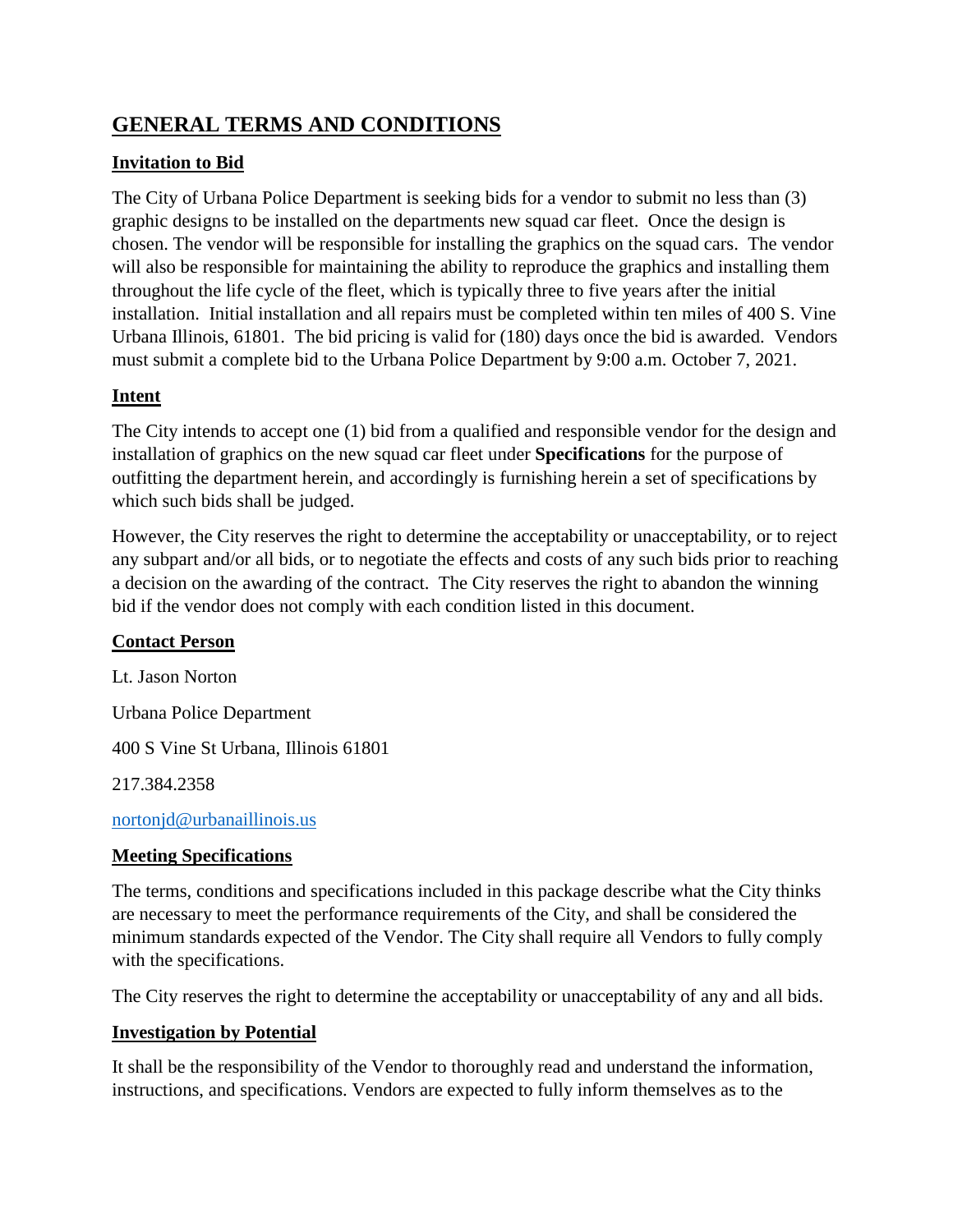# GENERAL TERMS AND CONDITIONS

## Invitation to Bid

The City of Urbana Police Department is seeking bids for a vendor to submit no less than (3) graphic designs to be installed on the departments new squad car fleet. Once the design is chosen. The vendor will be responsible for installing the graphics on the squad cars. The vendor will also be responsible for maintaining the ability to reproduce the graphics and installing them throughout the life cycle of the fleet, which is typically three to five years after the initial installation. Initial installation and all repairs must be completed within ten miles of 400 S. Vine Urbana Illinois, 61801. The bid pricing is valid for (180) days once the bid is awarded. Vendors must submit a complete bid to the Urbana Police Department by 9:00 a.m. October 7, 2021.

## Intent

The City intends to accept one (1) bid from a qualified and responsible vendor for the design and installation of graphics on the new squad car fleet under **Specifications** for the purpose of outfitting the department herein, and accordingly is furnishing herein a set of specifications by which such bids shall be judged.

However, the City reserves the right to determine the acceptability or unacceptability, or to reject any subpart and/or all bids, or to negotiate the effects and costs of any such bids prior to reaching a decision on the awarding of the contract. The City reserves the right to abandon the winning bid if the vendor does not comply with each condition listed in this document.

## Contact Person

Lt. Jason Norton

Urbana Police Department

400 S Vine St Urbana, Illinois 61801

217.384.2358

nortonjd@urbanaillinois.us

## Meeting Specifications

The terms, conditions and specifications included in this package describe what the City thinks are necessary to meet the performance requirements of the City, and shall be considered the minimum standards expected of the Vendor. The City shall require all Vendors to fully comply with the specifications.

The City reserves the right to determine the acceptability or unacceptability of any and all bids.

## Investigation by Potential

It shall be the responsibility of the Vendor to thoroughly read and understand the information, instructions, and specifications. Vendors are expected to fully inform themselves as to the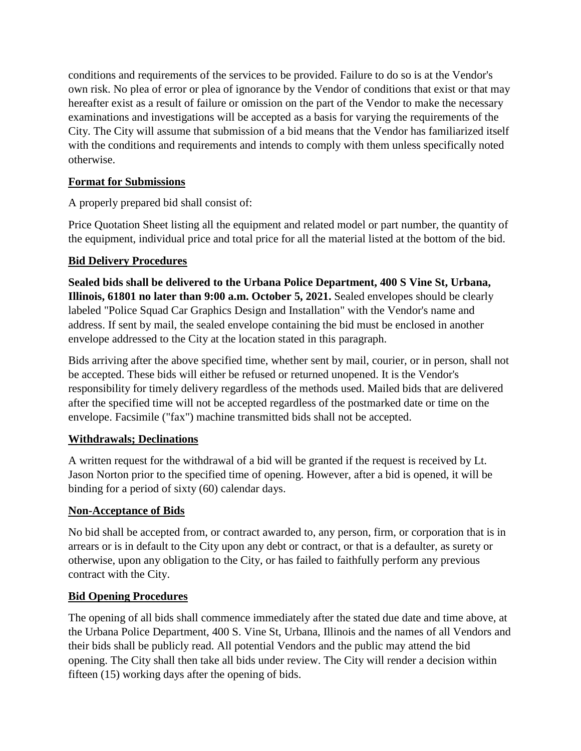conditions and requirements of the services to be provided. Failure to do so is at the Vendor's own risk. No plea of error or plea of ignorance by the Vendor of conditions that exist or that may hereafter exist as a result of failure or omission on the part of the Vendor to make the necessary examinations and investigations will be accepted as a basis for varying the requirements of the City. The City will assume that submission of a bid means that the Vendor has familiarized itself with the conditions and requirements and intends to comply with them unless specifically noted otherwise.

**Format for Submissions**

A properly prepared bid shall consist of:

Price Quotation Sheet listing all the equipment and related model or part number, the quantity of the equipment, individual price and total price for all the material listed at the bottom of the bid.

**Bid Delivery Procedures**

**Sealed bids shall be delivered to the Urbana Police Department, 400 S Vine St, Urbana, Illinois, 61801 no later than 9:00 a.m. October 5, 2021.** Sealed envelopes should be clearly labeled "Police Squad Car Graphics Design and Installation" with the Vendor's name and address. If sent by mail, the sealed envelope containing the bid must be enclosed in another envelope addressed to the City at the location stated in this paragraph.

Bids arriving after the above specified time, whether sent by mail, courier, or in person, shall not be accepted. These bids will either be refused or returned unopened. It is the Vendor's responsibility for timely delivery regardless of the methods used. Mailed bids that are delivered after the specified time will not be accepted regardless of the postmarked date or time on the envelope. Facsimile ("fax") machine transmitted bids shall not be accepted.

**Withdrawals; Declinations**

A written request for the withdrawal of a bid will be granted if the request is received by Lt. Jason Norton prior to the specified time of opening. However, after a bid is opened, it will be binding for a period of sixty (60) calendar days.

**Non-Acceptance of Bids**

No bid shall be accepted from, or contract awarded to, any person, firm, or corporation that is in arrears or is in default to the City upon any debt or contract, or that is a defaulter, as surety or otherwise, upon any obligation to the City, or has failed to faithfully perform any previous contract with the City.

**Bid Opening Procedures**

The opening of all bids shall commence immediately after the stated due date and time above, at the Urbana Police Department, 400 S. Vine St, Urbana, Illinois and the names of all Vendors and their bids shall be publicly read. All potential Vendors and the public may attend the bid opening. The City shall then take all bids under review. The City will render a decision within fifteen (15) working days after the opening of bids.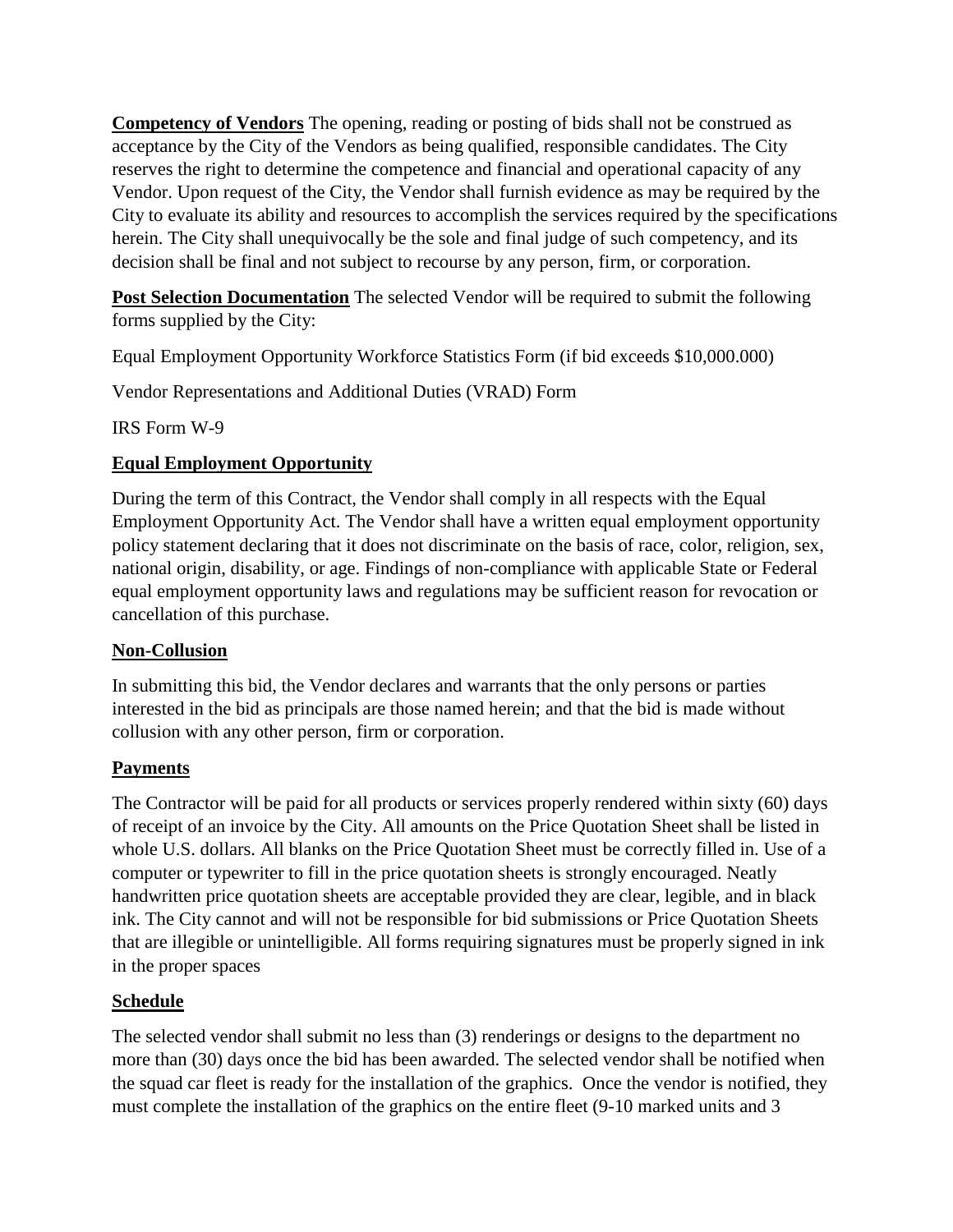**Competency of Vendors** The opening, reading or posting of bids shall not be construed as acceptance by the City of the Vendors as being qualified, responsible candidates. The City reserves the right to determine the competence and financial and operational capacity of any Vendor. Upon request of the City, the Vendor shall furnish evidence as may be required by the City to evaluate its ability and resources to accomplish the services required by the specifications herein. The City shall unequivocally be the sole and final judge of such competency, and its decision shall be final and not subject to recourse by any person, firm, or corporation.

**Post Selection Documentation** The selected Vendor will be required to submit the following forms supplied by the City:

Equal Employment Opportunity Workforce Statistics Form (if bid exceeds $10,000.000)

Vendor Representations and Additional Duties (VRAD) Form

IRS Form W-9

**Equal Employment Opportunity**

During the term of this Contract, the Vendor shall comply in all respects with the Equal Employment Opportunity Act. The Vendor shall have a written equal employment opportunity policy statement declaring that it does not discriminate on the basis of race, color, religion, sex, national origin, disability, or age. Findings of non-compliance with applicable State or Federal equal employment opportunity laws and regulations may be sufficient reason for revocation or cancellation of this purchase.

**Non-Collusion**

In submitting this bid, the Vendor declares and warrants that the only persons or parties interested in the bid as principals are those named herein; and that the bid is made without collusion with any other person, firm or corporation.

**Payments**

The Contractor will be paid for all products or services properly rendered within sixty (60) days of receipt of an invoice by the City. All amounts on the Price Quotation Sheet shall be listed in whole U.S. dollars. All blanks on the Price Quotation Sheet must be correctly filled in. Use of a computer or typewriter to fill in the price quotation sheets is strongly encouraged. Neatly handwritten price quotation sheets are acceptable provided they are clear, legible, and in black ink. The City cannot and will not be responsible for bid submissions or Price Quotation Sheets that are illegible or unintelligible. All forms requiring signatures must be properly signed in ink in the proper spaces

**Schedule**

The selected vendor shall submit no less than (3) renderings or designs to the department no more than (30) days once the bid has been awarded. The selected vendor shall be notified when the squad car fleet is ready for the installation of the graphics. Once the vendor is notified, they must complete the installation of the graphics on the entire fleet (9-10 marked units and 3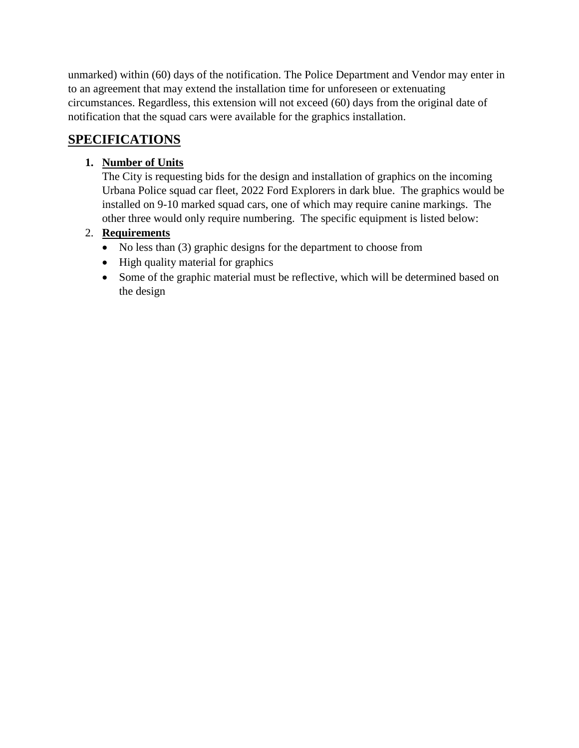unmarked) within (60) days of the notification. The Police Department and Vendor may enter in to an agreement that may extend the installation time for unforeseen or extenuating circumstances. Regardless, this extension will not exceed (60) days from the original date of notification that the squad cars were available for the graphics installation.

## SPECIFICATIONS

1. **Number of Units**

   The City is requesting bids for the design and installation of graphics on the incoming Urbana Police squad car fleet, 2022 Ford Explorers in dark blue. The graphics would be installed on 9-10 marked squad cars, one of which may require canine markings. The other three would only require numbering. The specific equipment is listed below:

2. **Requirements**
   - No less than (3) graphic designs for the department to choose from
   - High quality material for graphics
   - Some of the graphic material must be reflective, which will be determined based on the design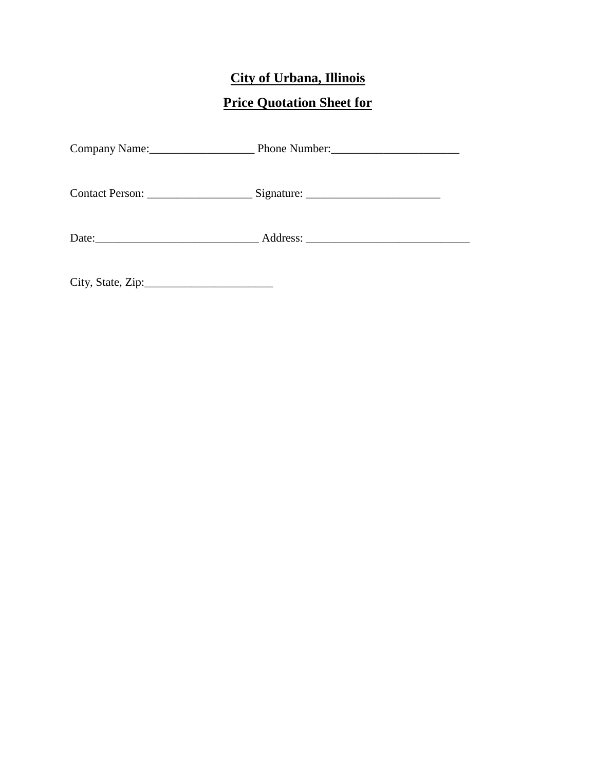**City of Urbana, Illinois**

**Price Quotation Sheet for**

Company Name:__________________ Phone Number:______________________

Contact Person: __________________ Signature: _______________________

Date:____________________________ Address: ____________________________

City, State, Zip:______________________